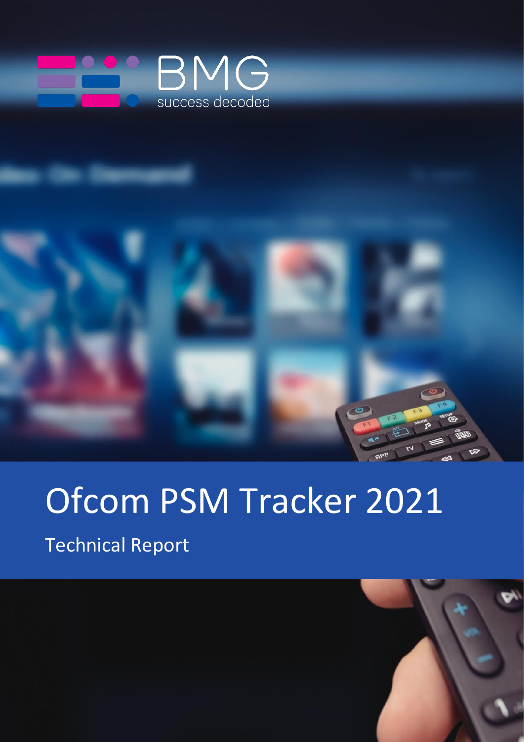BMG

success decoded

# Ofcom PSM Tracker 2021

## Technical Report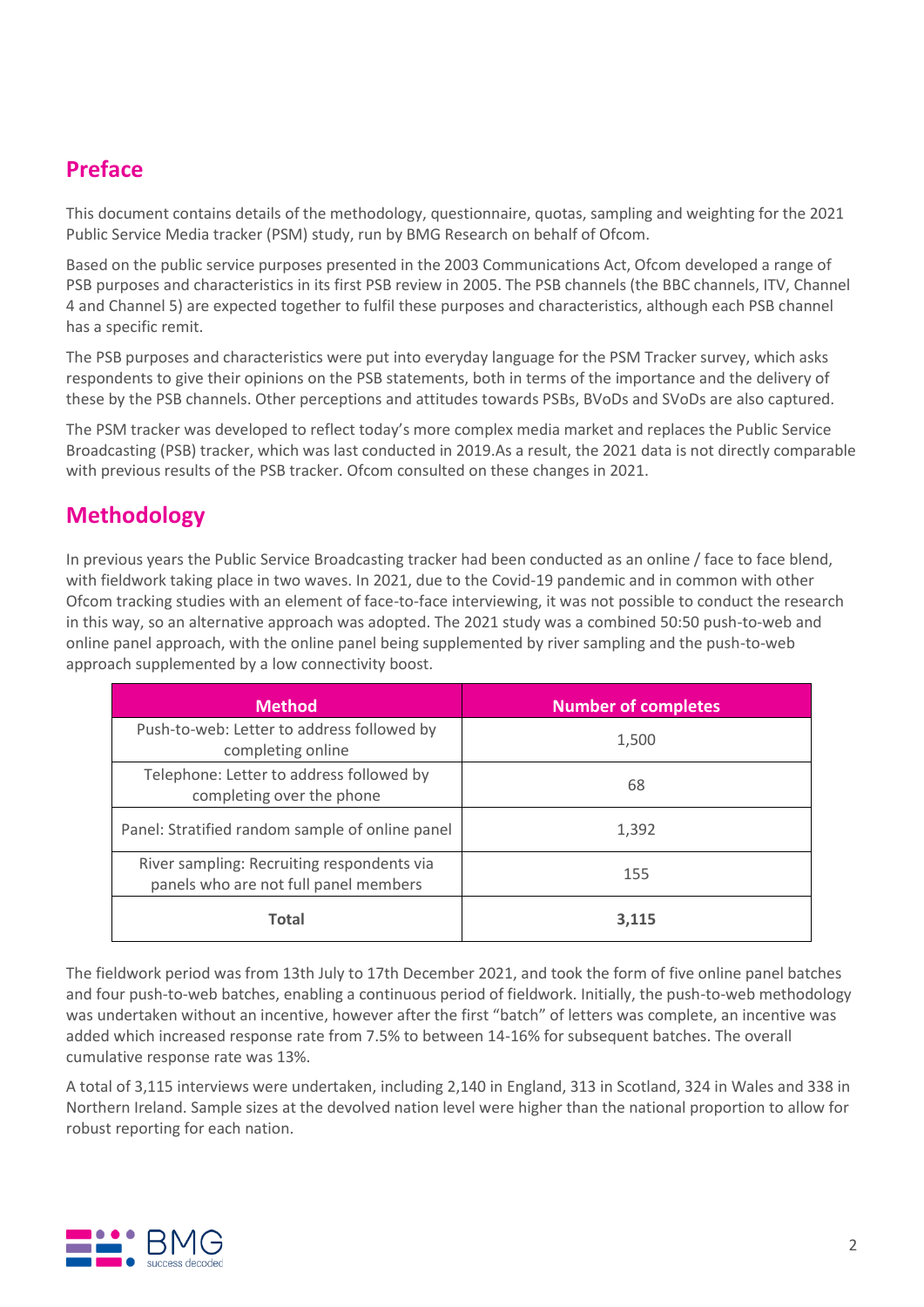## Preface

This document contains details of the methodology, questionnaire, quotas, sampling and weighting for the 2021 Public Service Media tracker (PSM) study, run by BMG Research on behalf of Ofcom.

Based on the public service purposes presented in the 2003 Communications Act, Ofcom developed a range of PSB purposes and characteristics in its first PSB review in 2005. The PSB channels (the BBC channels, ITV, Channel 4 and Channel 5) are expected together to fulfil these purposes and characteristics, although each PSB channel has a specific remit.

The PSB purposes and characteristics were put into everyday language for the PSM Tracker survey, which asks respondents to give their opinions on the PSB statements, both in terms of the importance and the delivery of these by the PSB channels. Other perceptions and attitudes towards PSBs, BVoDs and SVoDs are also captured.

The PSM tracker was developed to reflect today's more complex media market and replaces the Public Service Broadcasting (PSB) tracker, which was last conducted in 2019.As a result, the 2021 data is not directly comparable with previous results of the PSB tracker. Ofcom consulted on these changes in 2021.

## Methodology

In previous years the Public Service Broadcasting tracker had been conducted as an online / face to face blend, with fieldwork taking place in two waves. In 2021, due to the Covid-19 pandemic and in common with other Ofcom tracking studies with an element of face-to-face interviewing, it was not possible to conduct the research in this way, so an alternative approach was adopted. The 2021 study was a combined 50:50 push-to-web and online panel approach, with the online panel being supplemented by river sampling and the push-to-web approach supplemented by a low connectivity boost.

| Method | Number of completes |
|---|---|
| Push-to-web: Letter to address followed by completing online | 1,500 |
| Telephone: Letter to address followed by completing over the phone | 68 |
| Panel: Stratified random sample of online panel | 1,392 |
| River sampling: Recruiting respondents via panels who are not full panel members | 155 |
| **Total** | **3,115** |

The fieldwork period was from 13th July to 17th December 2021, and took the form of five online panel batches and four push-to-web batches, enabling a continuous period of fieldwork. Initially, the push-to-web methodology was undertaken without an incentive, however after the first "batch" of letters was complete, an incentive was added which increased response rate from 7.5% to between 14-16% for subsequent batches. The overall cumulative response rate was 13%.

A total of 3,115 interviews were undertaken, including 2,140 in England, 313 in Scotland, 324 in Wales and 338 in Northern Ireland. Sample sizes at the devolved nation level were higher than the national proportion to allow for robust reporting for each nation.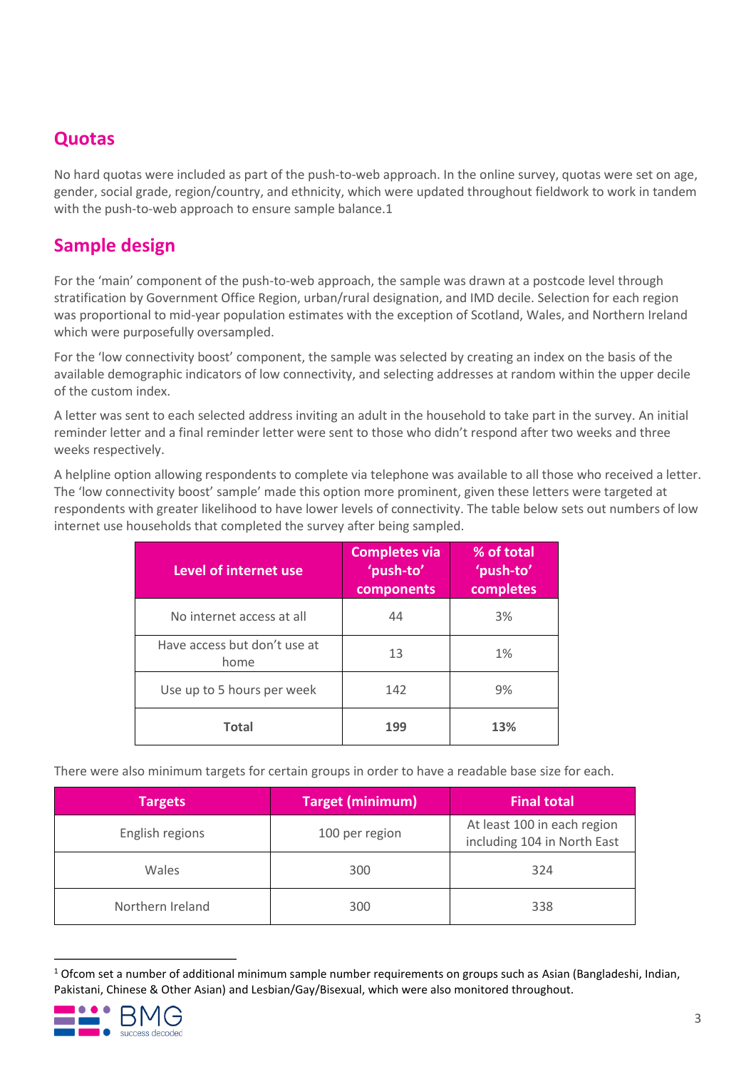## Quotas

No hard quotas were included as part of the push-to-web approach. In the online survey, quotas were set on age, gender, social grade, region/country, and ethnicity, which were updated throughout fieldwork to work in tandem with the push-to-web approach to ensure sample balance.[1]

## Sample design

For the 'main' component of the push-to-web approach, the sample was drawn at a postcode level through stratification by Government Office Region, urban/rural designation, and IMD decile. Selection for each region was proportional to mid-year population estimates with the exception of Scotland, Wales, and Northern Ireland which were purposefully oversampled.

For the 'low connectivity boost' component, the sample was selected by creating an index on the basis of the available demographic indicators of low connectivity, and selecting addresses at random within the upper decile of the custom index.

A letter was sent to each selected address inviting an adult in the household to take part in the survey. An initial reminder letter and a final reminder letter were sent to those who didn't respond after two weeks and three weeks respectively.

A helpline option allowing respondents to complete via telephone was available to all those who received a letter. The 'low connectivity boost' sample' made this option more prominent, given these letters were targeted at respondents with greater likelihood to have lower levels of connectivity. The table below sets out numbers of low internet use households that completed the survey after being sampled.

| Level of internet use | Completes via 'push-to' components | % of total 'push-to' completes |
|---|---|---|
| No internet access at all | 44 | 3% |
| Have access but don't use at home | 13 | 1% |
| Use up to 5 hours per week | 142 | 9% |
| **Total** | **199** | **13%** |

There were also minimum targets for certain groups in order to have a readable base size for each.

| Targets | Target (minimum) | Final total |
|---|---|---|
| English regions | 100 per region | At least 100 in each region including 104 in North East |
| Wales | 300 | 324 |
| Northern Ireland | 300 | 338 |

[1] Ofcom set a number of additional minimum sample number requirements on groups such as Asian (Bangladeshi, Indian, Pakistani, Chinese & Other Asian) and Lesbian/Gay/Bisexual, which were also monitored throughout.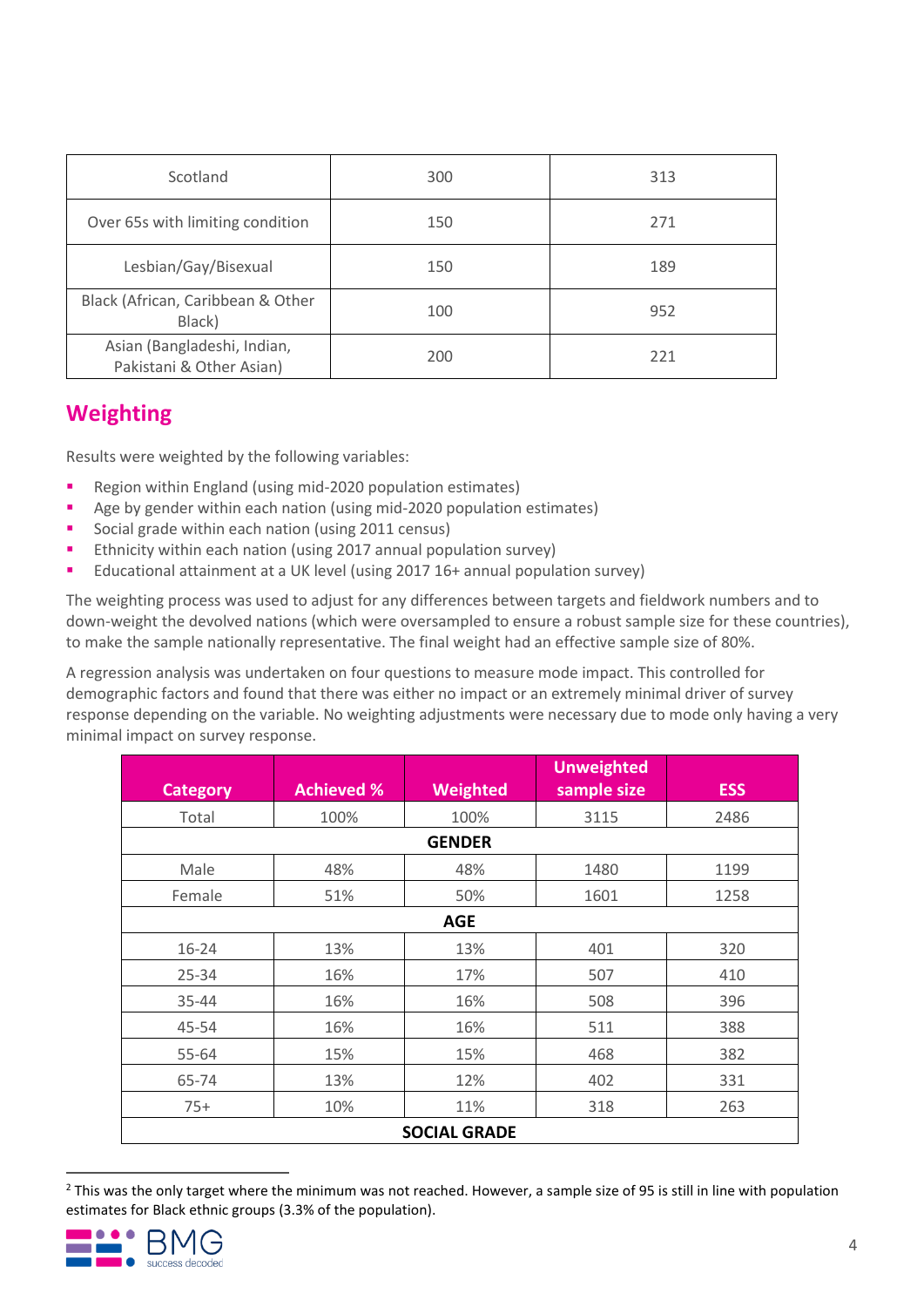| Scotland | 300 | 313 |
|---|---|---|
| Over 65s with limiting condition | 150 | 271 |
| Lesbian/Gay/Bisexual | 150 | 189 |
| Black (African, Caribbean & Other Black) | 100 | 952 |
| Asian (Bangladeshi, Indian, Pakistani & Other Asian) | 200 | 221 |

## Weighting

Results were weighted by the following variables:

- Region within England (using mid-2020 population estimates)
- Age by gender within each nation (using mid-2020 population estimates)
- Social grade within each nation (using 2011 census)
- Ethnicity within each nation (using 2017 annual population survey)
- Educational attainment at a UK level (using 2017 16+ annual population survey)

The weighting process was used to adjust for any differences between targets and fieldwork numbers and to down-weight the devolved nations (which were oversampled to ensure a robust sample size for these countries), to make the sample nationally representative. The final weight had an effective sample size of 80%.

A regression analysis was undertaken on four questions to measure mode impact. This controlled for demographic factors and found that there was either no impact or an extremely minimal driver of survey response depending on the variable. No weighting adjustments were necessary due to mode only having a very minimal impact on survey response.

| Category | Achieved % | Weighted | Unweighted sample size | ESS |
|---|---|---|---|---|
| Total | 100% | 100% | 3115 | 2486 |
| **GENDER** | | | | |
| Male | 48% | 48% | 1480 | 1199 |
| Female | 51% | 50% | 1601 | 1258 |
| **AGE** | | | | |
| 16-24 | 13% | 13% | 401 | 320 |
| 25-34 | 16% | 17% | 507 | 410 |
| 35-44 | 16% | 16% | 508 | 396 |
| 45-54 | 16% | 16% | 511 | 388 |
| 55-64 | 15% | 15% | 468 | 382 |
| 65-74 | 13% | 12% | 402 | 331 |
| 75+ | 10% | 11% | 318 | 263 |
| **SOCIAL GRADE** | | | | |

[2] This was the only target where the minimum was not reached. However, a sample size of 95 is still in line with population estimates for Black ethnic groups (3.3% of the population).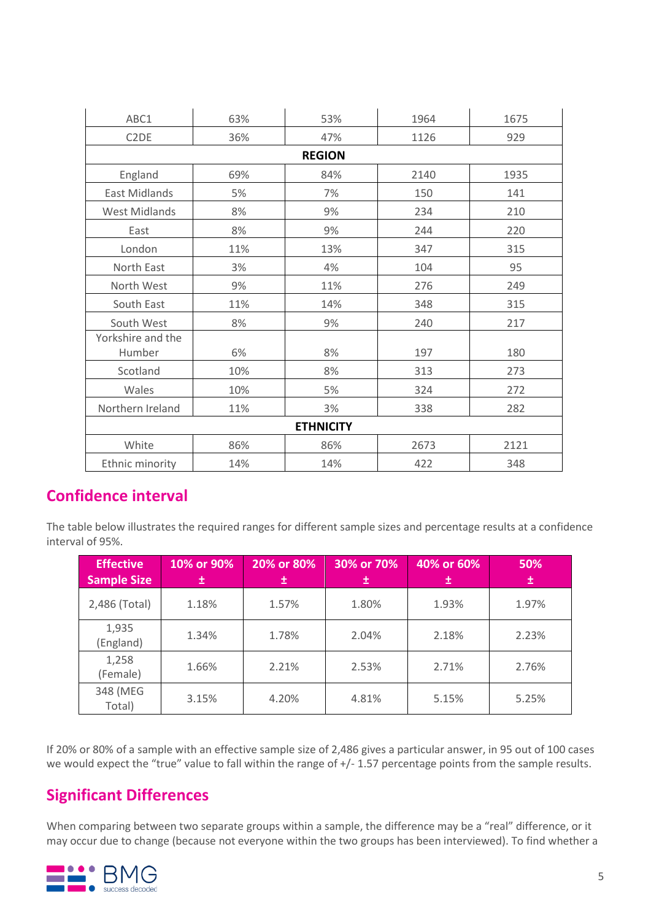| | | | | |
|---|---|---|---|---|
| ABC1 | 63% | 53% | 1964 | 1675 |
| C2DE | 36% | 47% | 1126 | 929 |
| **REGION** | | | | |
| England | 69% | 84% | 2140 | 1935 |
| East Midlands | 5% | 7% | 150 | 141 |
| West Midlands | 8% | 9% | 234 | 210 |
| East | 8% | 9% | 244 | 220 |
| London | 11% | 13% | 347 | 315 |
| North East | 3% | 4% | 104 | 95 |
| North West | 9% | 11% | 276 | 249 |
| South East | 11% | 14% | 348 | 315 |
| South West | 8% | 9% | 240 | 217 |
| Yorkshire and the Humber | 6% | 8% | 197 | 180 |
| Scotland | 10% | 8% | 313 | 273 |
| Wales | 10% | 5% | 324 | 272 |
| Northern Ireland | 11% | 3% | 338 | 282 |
| **ETHNICITY** | | | | |
| White | 86% | 86% | 2673 | 2121 |
| Ethnic minority | 14% | 14% | 422 | 348 |

## Confidence interval

The table below illustrates the required ranges for different sample sizes and percentage results at a confidence interval of 95%.

| Effective Sample Size | 10% or 90% ± | 20% or 80% ± | 30% or 70% ± | 40% or 60% ± | 50% ± |
|---|---|---|---|---|---|
| 2,486 (Total) | 1.18% | 1.57% | 1.80% | 1.93% | 1.97% |
| 1,935 (England) | 1.34% | 1.78% | 2.04% | 2.18% | 2.23% |
| 1,258 (Female) | 1.66% | 2.21% | 2.53% | 2.71% | 2.76% |
| 348 (MEG Total) | 3.15% | 4.20% | 4.81% | 5.15% | 5.25% |

If 20% or 80% of a sample with an effective sample size of 2,486 gives a particular answer, in 95 out of 100 cases we would expect the "true" value to fall within the range of +/- 1.57 percentage points from the sample results.

## Significant Differences

When comparing between two separate groups within a sample, the difference may be a "real" difference, or it may occur due to change (because not everyone within the two groups has been interviewed). To find whether a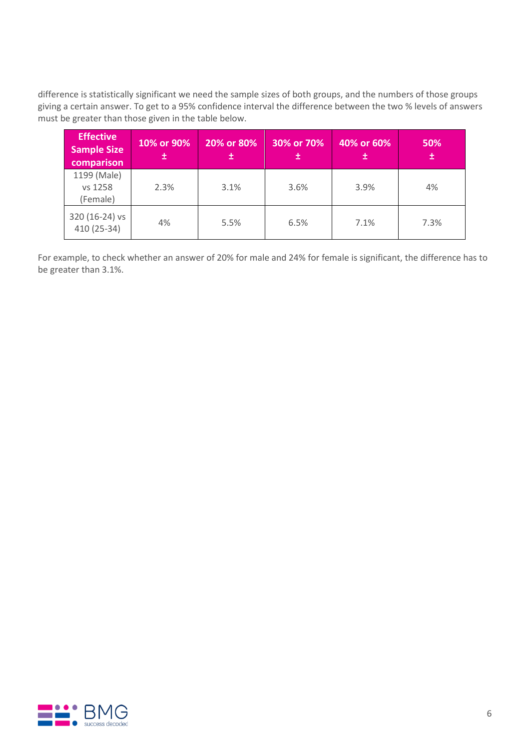difference is statistically significant we need the sample sizes of both groups, and the numbers of those groups giving a certain answer. To get to a 95% confidence interval the difference between the two % levels of answers must be greater than those given in the table below.

| Effective Sample Size comparison | 10% or 90% ± | 20% or 80% ± | 30% or 70% ± | 40% or 60% ± | 50% ± |
|---|---|---|---|---|---|
| 1199 (Male) vs 1258 (Female) | 2.3% | 3.1% | 3.6% | 3.9% | 4% |
| 320 (16-24) vs 410 (25-34) | 4% | 5.5% | 6.5% | 7.1% | 7.3% |

For example, to check whether an answer of 20% for male and 24% for female is significant, the difference has to be greater than 3.1%.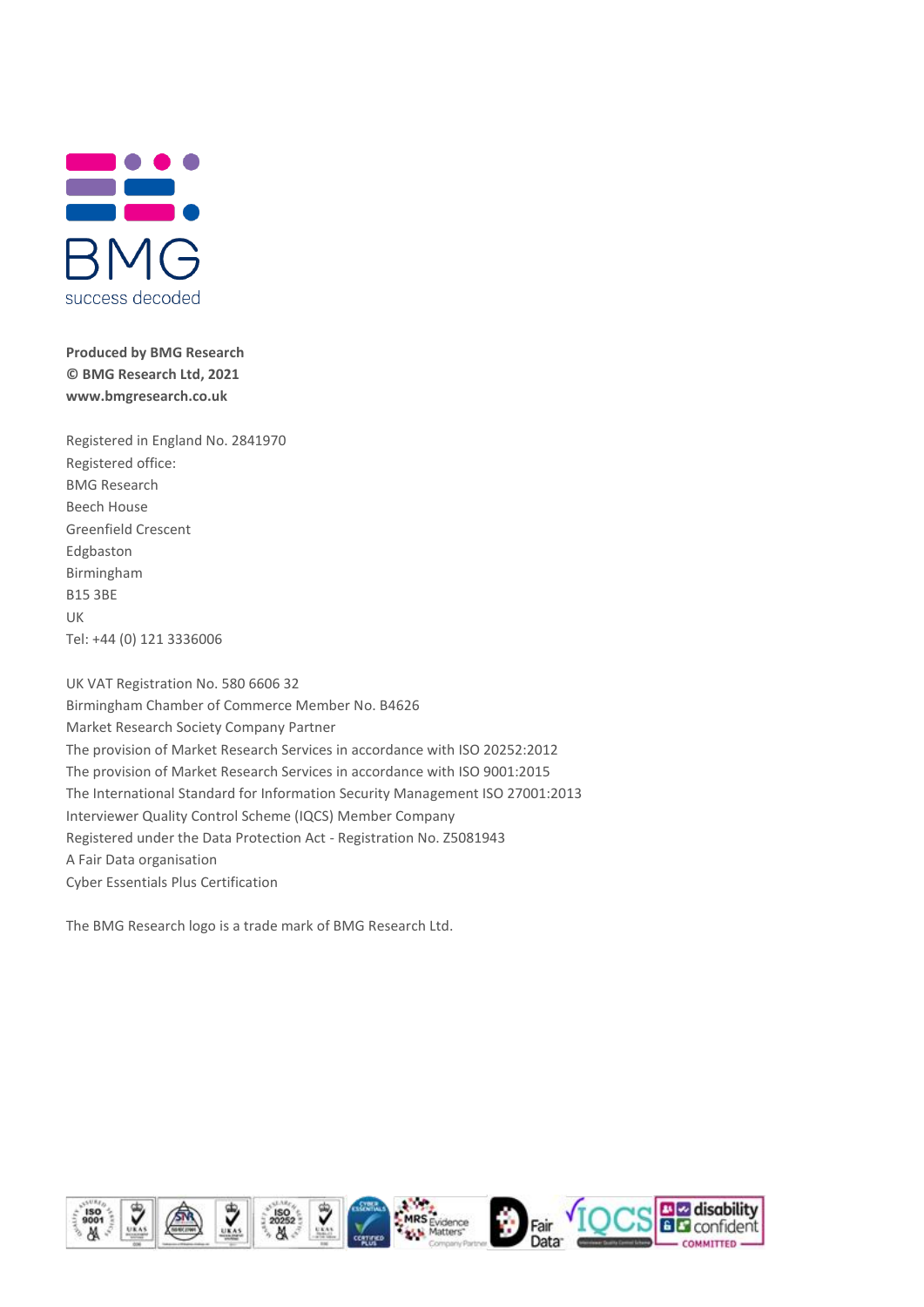BMG

success decoded

**Produced by BMG Research**
**© BMG Research Ltd, 2021**
**www.bmgresearch.co.uk**

Registered in England No. 2841970
Registered office:
BMG Research
Beech House
Greenfield Crescent
Edgbaston
Birmingham
B15 3BE
UK
Tel: +44 (0) 121 3336006

UK VAT Registration No. 580 6606 32
Birmingham Chamber of Commerce Member No. B4626
Market Research Society Company Partner
The provision of Market Research Services in accordance with ISO 20252:2012
The provision of Market Research Services in accordance with ISO 9001:2015
The International Standard for Information Security Management ISO 27001:2013
Interviewer Quality Control Scheme (IQCS) Member Company
Registered under the Data Protection Act - Registration No. Z5081943
A Fair Data organisation
Cyber Essentials Plus Certification

The BMG Research logo is a trade mark of BMG Research Ltd.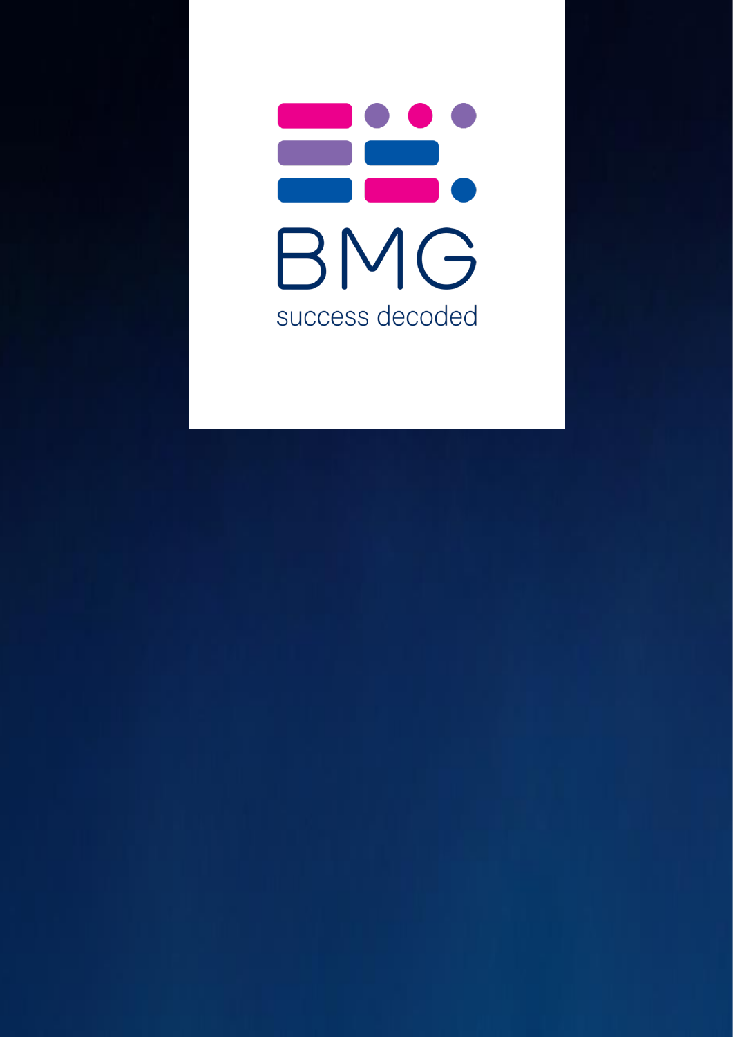BMG

success decoded